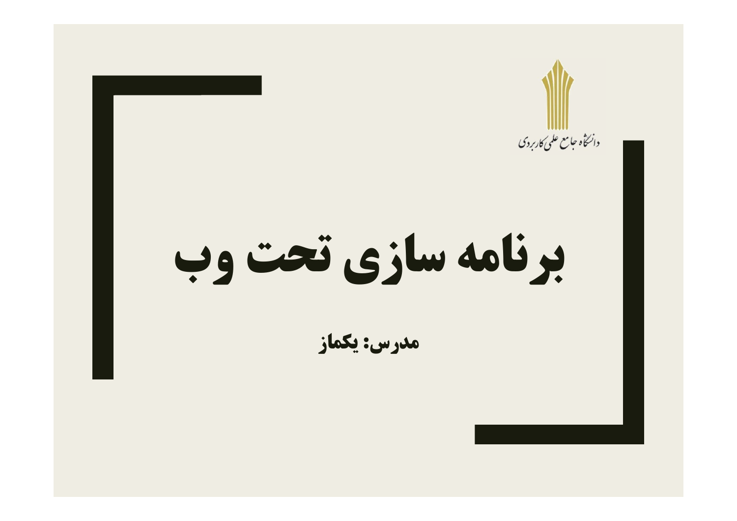دانشگاه جامع علمی کاربردی

# برنامه سازی تحت وب

**مدرس: یکماز**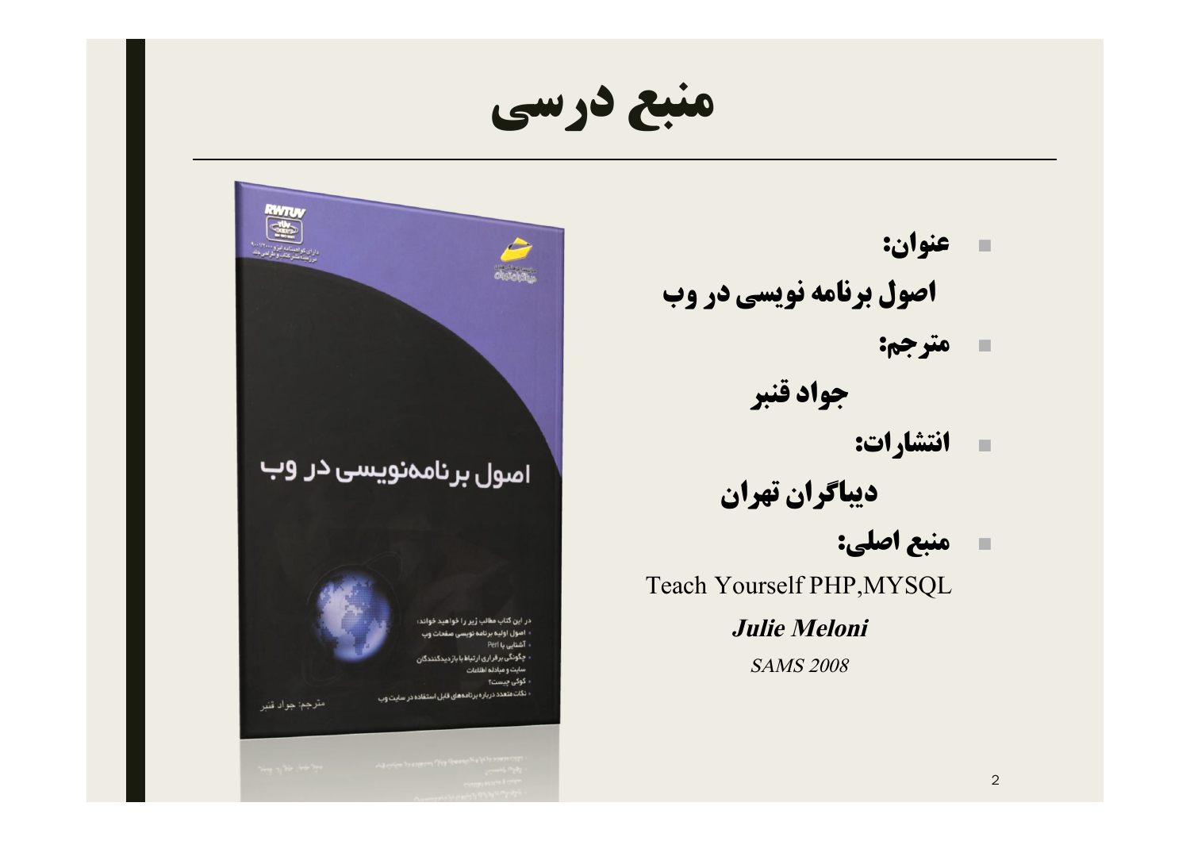# منبع درسی

- **عنوان:**

**اصول برنامه نویسی در وب**

- **مترجم:**

**جواد قنبر**

- **انتشارات:**

**دیباگران تهران**

- **منبع اصلی:**

Teach Yourself PHP,MYSQL

***Julie Meloni***

*SAMS 2008*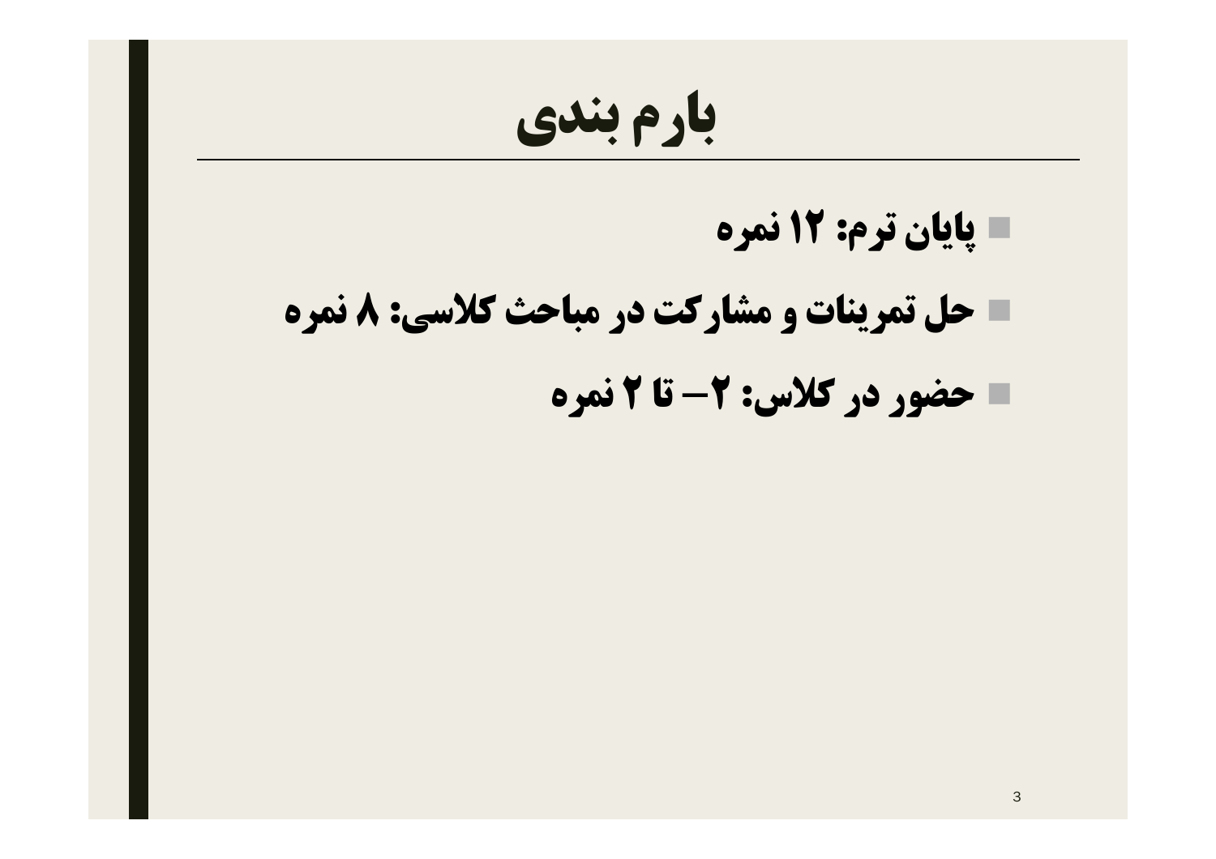# بارم بندی

- پایان ترم: ۱۲ نمره
- حل تمرینات و مشارکت در مباحث کلاسی: ۸ نمره
- حضور در کلاس: ۲– تا ۲ نمره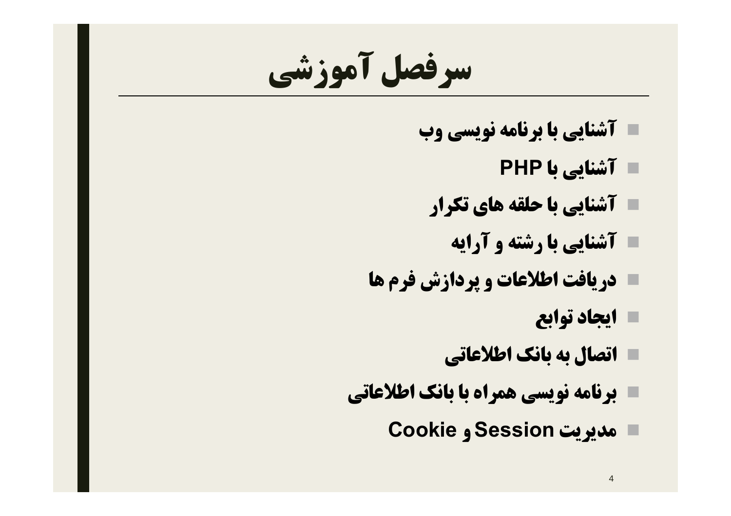# سرفصل آموزشی

- آشنایی با برنامه نویسی وب
- آشنایی با PHP
- آشنایی با حلقه های تکرار
- آشنایی با رشته و آرایه
- دریافت اطلاعات و پردازش فرم ها
- ایجاد توابع
- اتصال به بانک اطلاعاتی
- برنامه نویسی همراه با بانک اطلاعاتی
- مدیریت Session و Cookie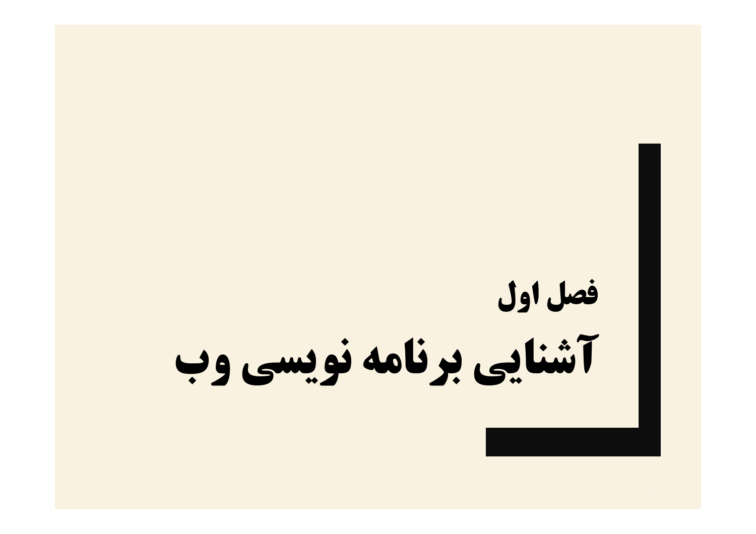## فصل اول

# آشنایی برنامه نویسی وب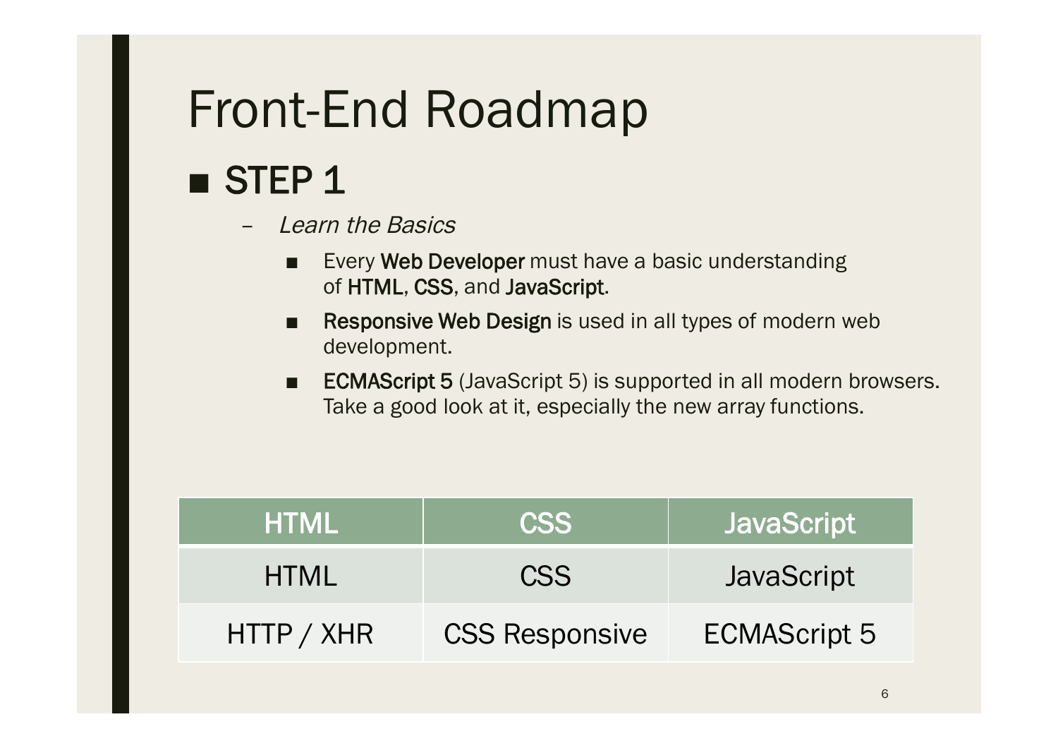# Front-End Roadmap

## STEP 1

- *Learn the Basics*
  - Every **Web Developer** must have a basic understanding of **HTML**, **CSS**, and **JavaScript**.
  - **Responsive Web Design** is used in all types of modern web development.
  - **ECMAScript 5** (JavaScript 5) is supported in all modern browsers. Take a good look at it, especially the new array functions.

| HTML | CSS | JavaScript |
|---|---|---|
| HTML | CSS | JavaScript |
| HTTP / XHR | CSS Responsive | ECMAScript 5 |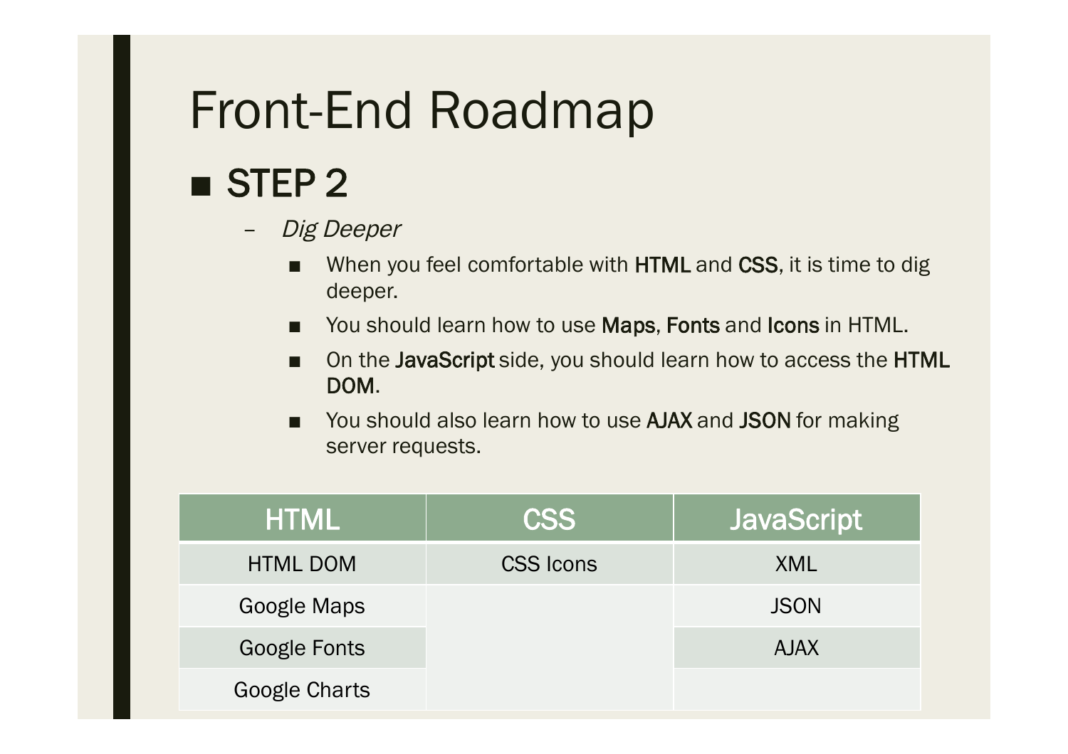# Front-End Roadmap

## STEP 2

- *Dig Deeper*
  - When you feel comfortable with **HTML** and **CSS**, it is time to dig deeper.
  - You should learn how to use **Maps**, **Fonts** and **Icons** in HTML.
  - On the **JavaScript** side, you should learn how to access the **HTML DOM**.
  - You should also learn how to use **AJAX** and **JSON** for making server requests.

| HTML | CSS | JavaScript |
| --- | --- | --- |
| HTML DOM | CSS Icons | XML |
| Google Maps | | JSON |
| Google Fonts | | AJAX |
| Google Charts | | |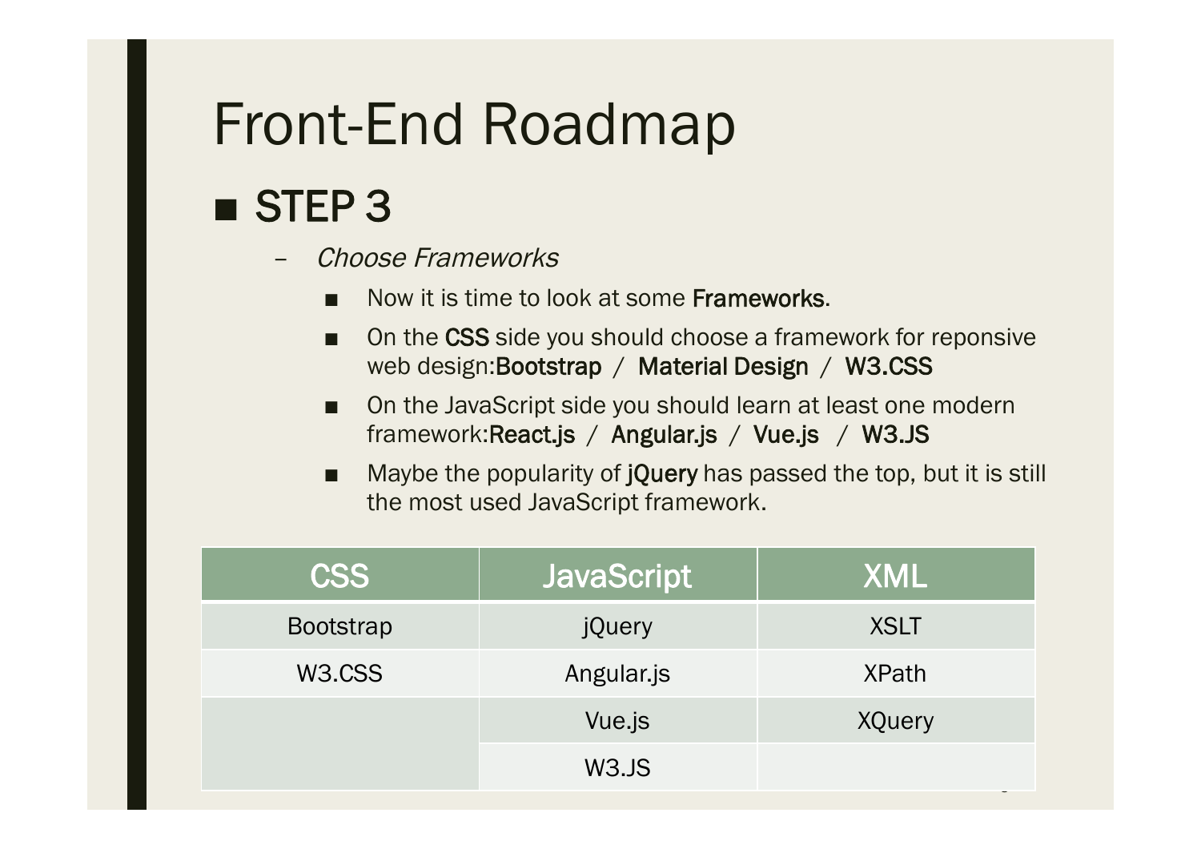# Front-End Roadmap

## STEP 3

- *Choose Frameworks*
  - Now it is time to look at some **Frameworks**.
  - On the **CSS** side you should choose a framework for reponsive web design:**Bootstrap** / **Material Design** / **W3.CSS**
  - On the JavaScript side you should learn at least one modern framework:**React.js** / **Angular.js** / **Vue.js** / **W3.JS**
  - Maybe the popularity of **jQuery** has passed the top, but it is still the most used JavaScript framework.

| CSS | JavaScript | XML |
|---|---|---|
| Bootstrap | jQuery | XSLT |
| W3.CSS | Angular.js | XPath |
| | Vue.js | XQuery |
| | W3.JS | |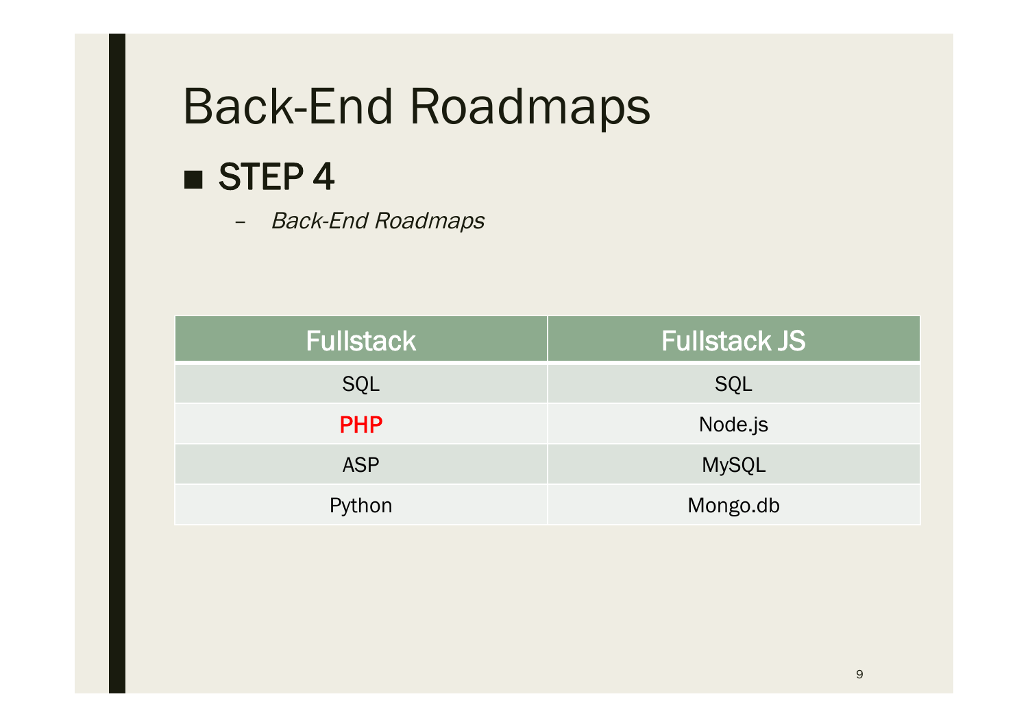# Back-End Roadmaps

- **STEP 4**
  - *Back-End Roadmaps*

| Fullstack | Fullstack JS |
|---|---|
| SQL | SQL |
| PHP | Node.js |
| ASP | MySQL |
| Python | Mongo.db |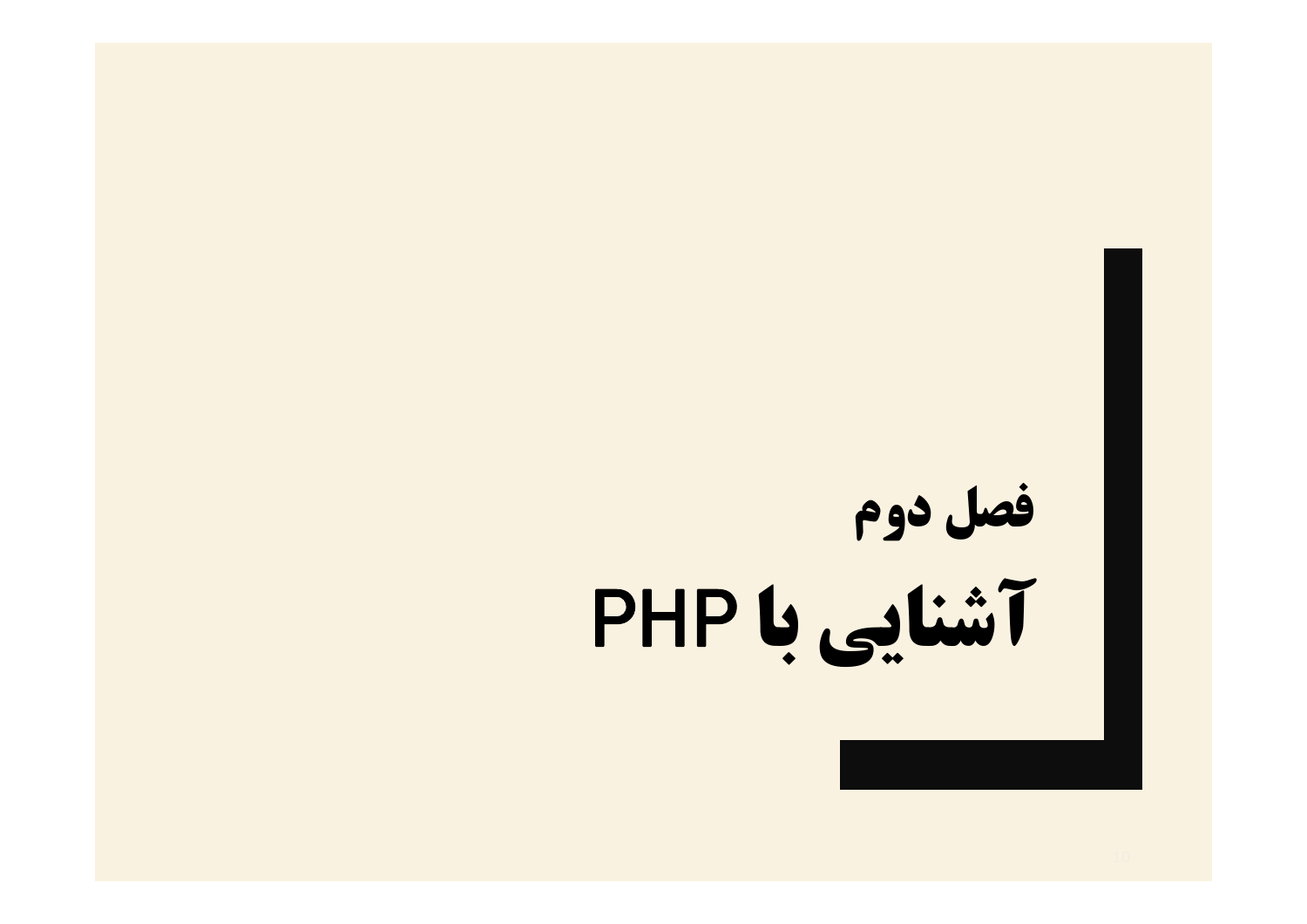## فصل دوم

# آشنایی با PHP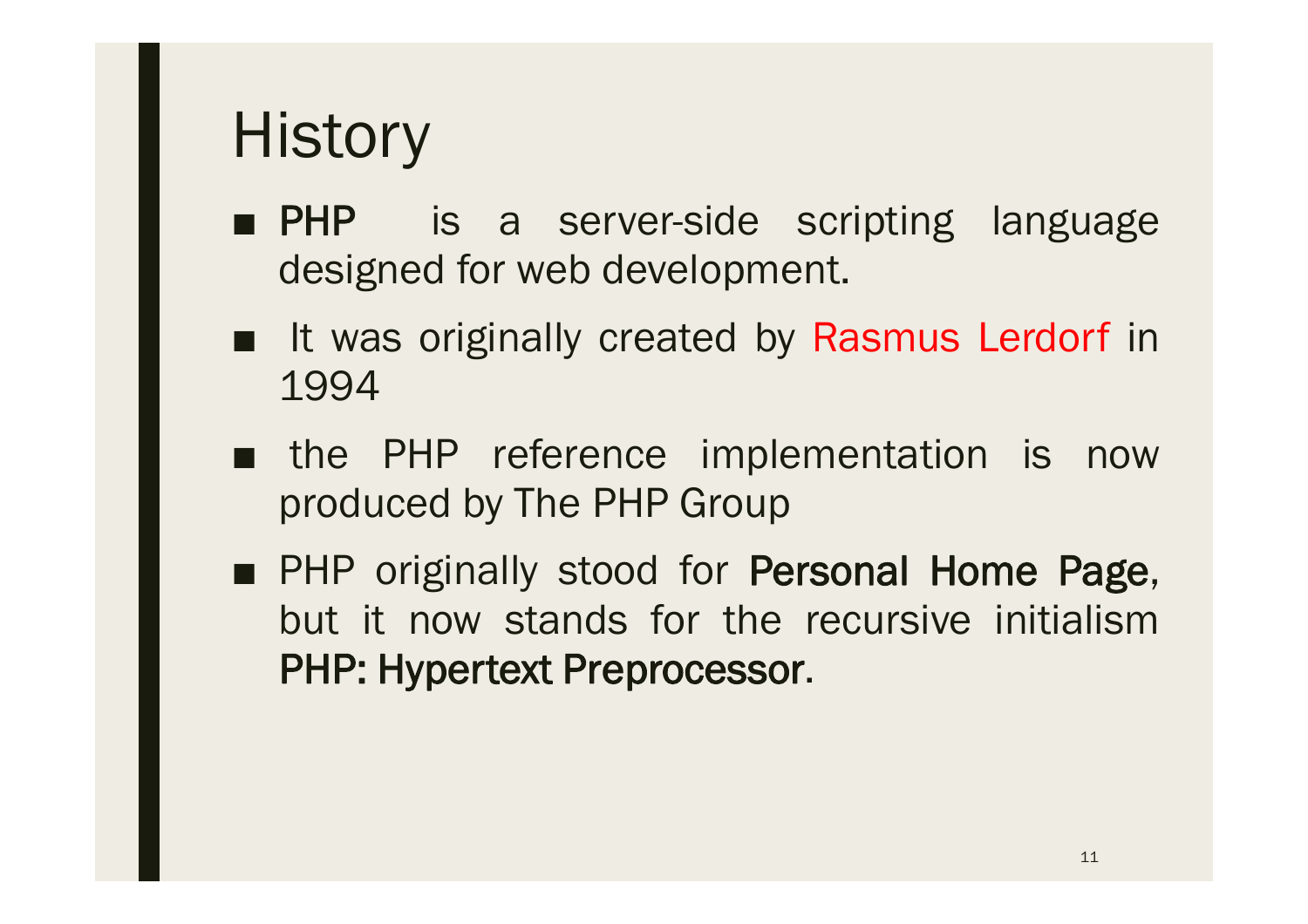# History

- **PHP** is a server-side scripting language designed for web development.
- It was originally created by Rasmus Lerdorf in 1994
- the PHP reference implementation is now produced by The PHP Group
- PHP originally stood for **Personal Home Page**, but it now stands for the recursive initialism **PHP: Hypertext Preprocessor**.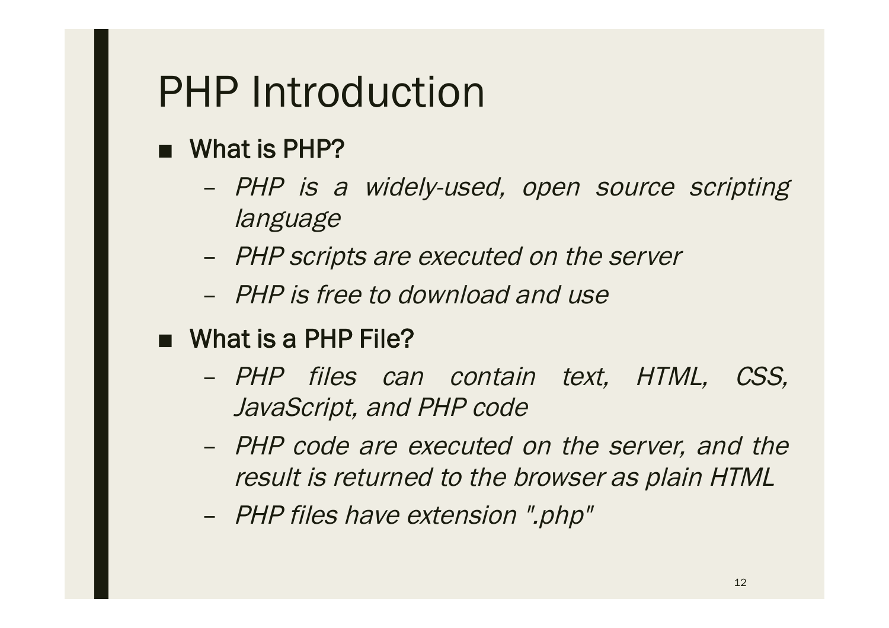# PHP Introduction

- **What is PHP?**
  - *PHP is a widely-used, open source scripting language*
  - *PHP scripts are executed on the server*
  - *PHP is free to download and use*
- **What is a PHP File?**
  - *PHP files can contain text, HTML, CSS, JavaScript, and PHP code*
  - *PHP code are executed on the server, and the result is returned to the browser as plain HTML*
  - *PHP files have extension ".php"*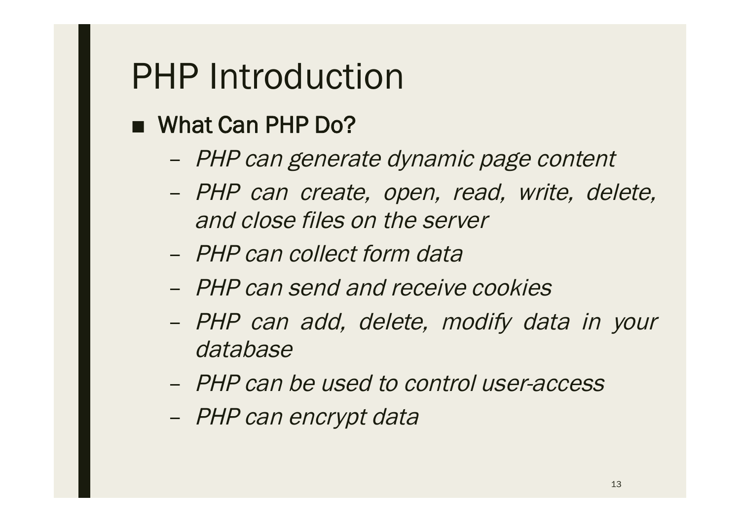# PHP Introduction

- **What Can PHP Do?**
  - *PHP can generate dynamic page content*
  - *PHP can create, open, read, write, delete, and close files on the server*
  - *PHP can collect form data*
  - *PHP can send and receive cookies*
  - *PHP can add, delete, modify data in your database*
  - *PHP can be used to control user-access*
  - *PHP can encrypt data*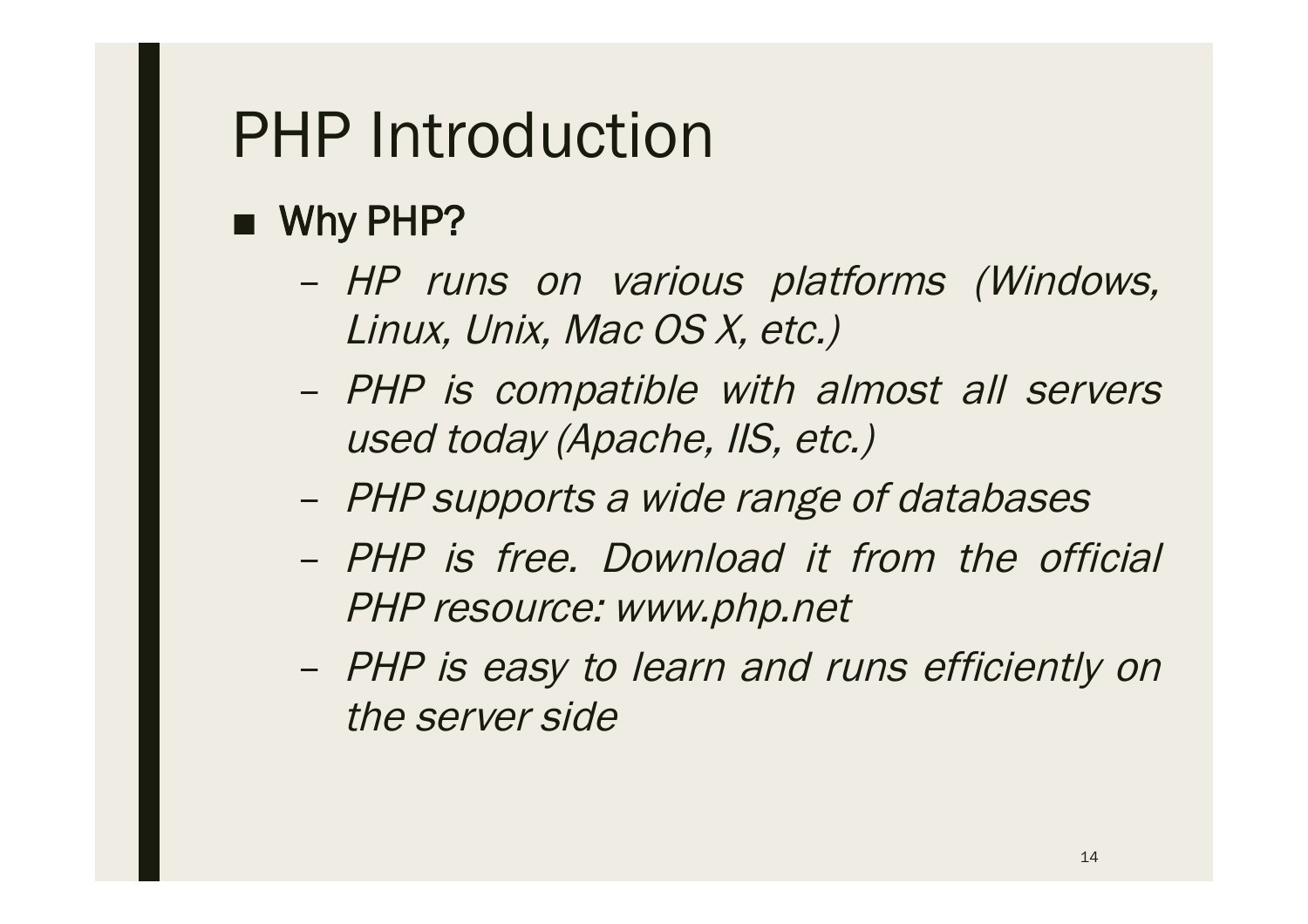# PHP Introduction

- **Why PHP?**
  - *HP runs on various platforms (Windows, Linux, Unix, Mac OS X, etc.)*
  - *PHP is compatible with almost all servers used today (Apache, IIS, etc.)*
  - *PHP supports a wide range of databases*
  - *PHP is free. Download it from the official PHP resource: www.php.net*
  - *PHP is easy to learn and runs efficiently on the server side*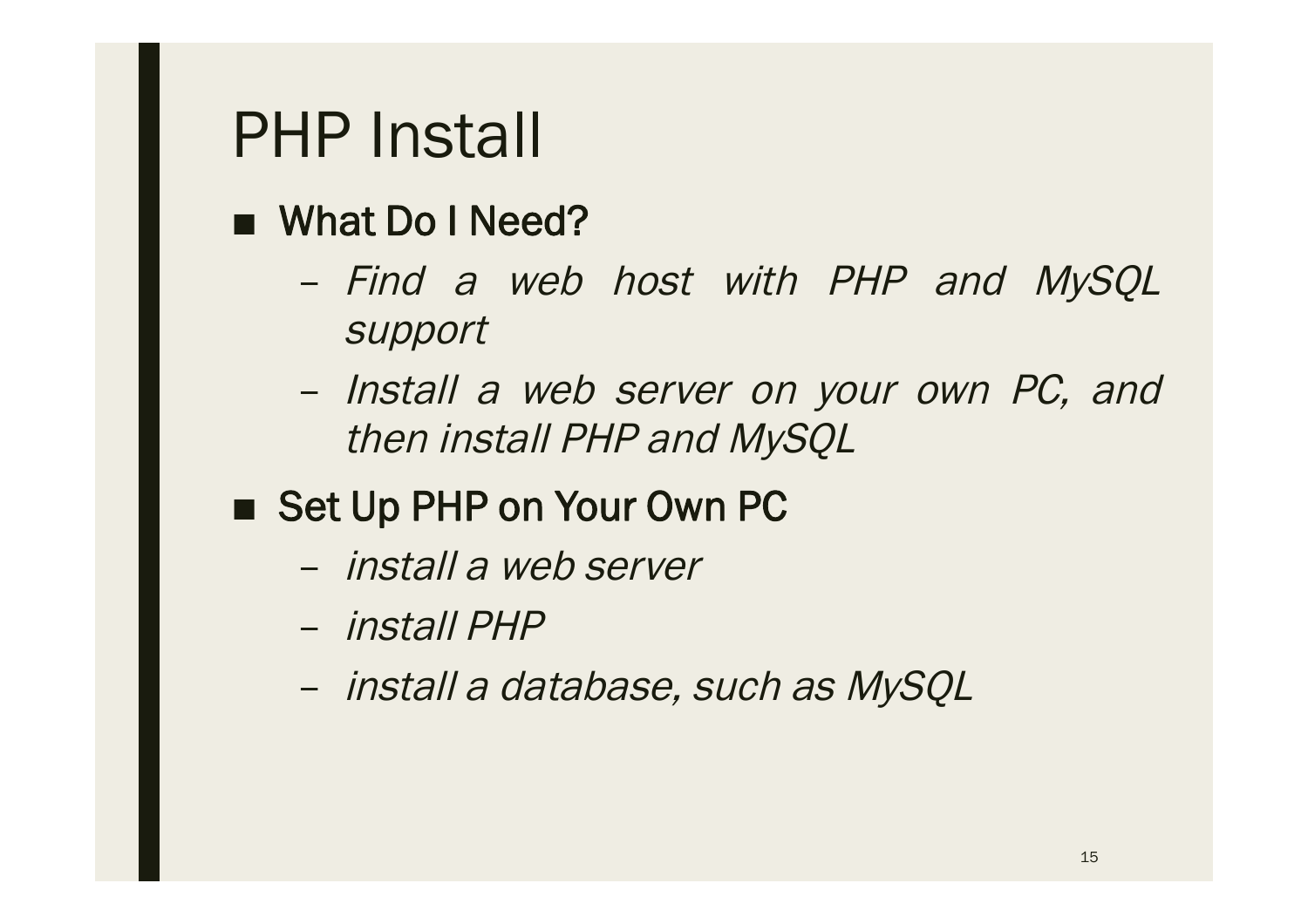# PHP Install

- **What Do I Need?**
  - *Find a web host with PHP and MySQL support*
  - *Install a web server on your own PC, and then install PHP and MySQL*
- **Set Up PHP on Your Own PC**
  - *install a web server*
  - *install PHP*
  - *install a database, such as MySQL*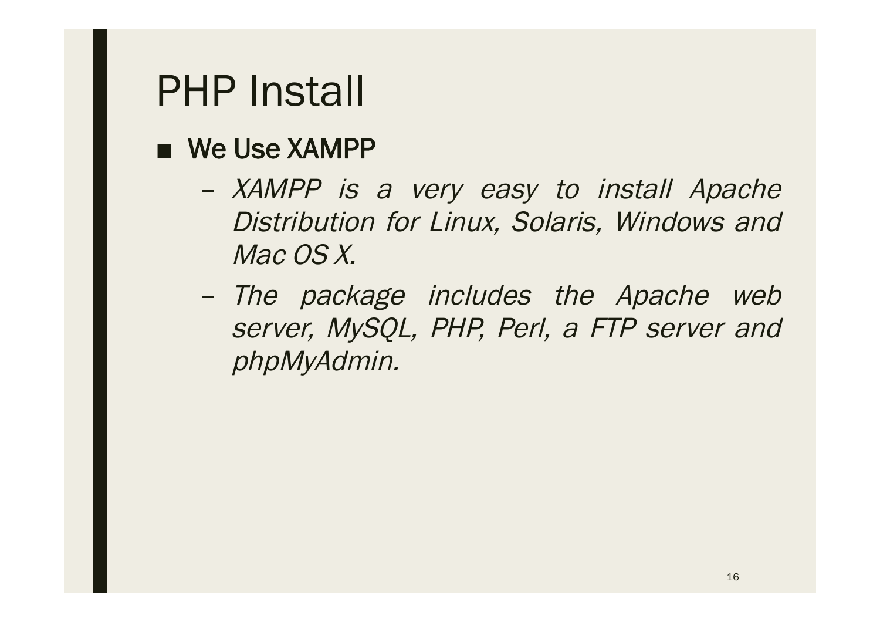# PHP Install

- We Use XAMPP
  - *XAMPP is a very easy to install Apache Distribution for Linux, Solaris, Windows and Mac OS X.*
  - *The package includes the Apache web server, MySQL, PHP, Perl, a FTP server and phpMyAdmin.*